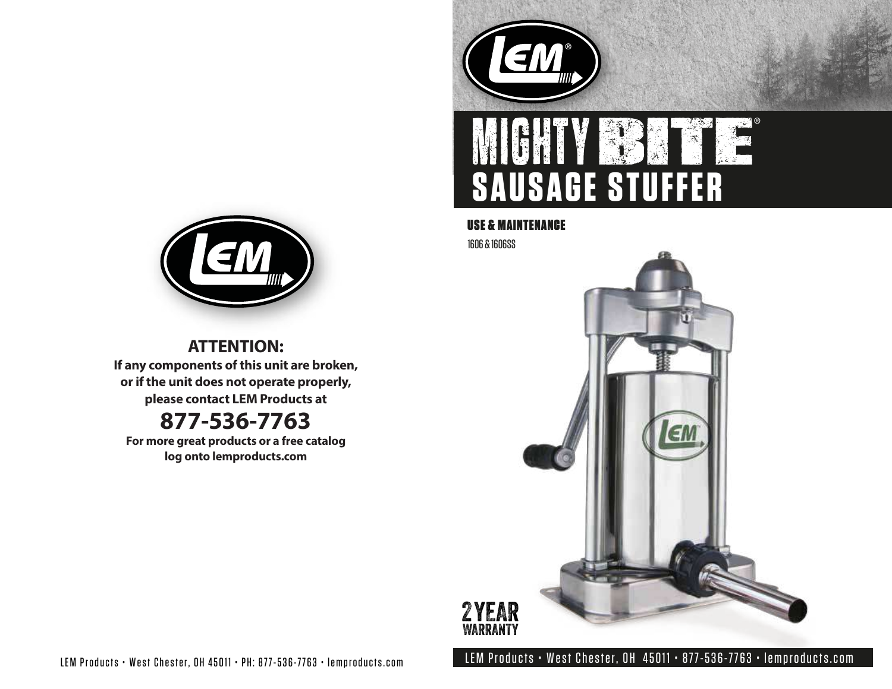**ATTENTION:**

**If any components of this unit are broken, or if the unit does not operate properly, please contact LEM Products at**

## 877-536-7763

**For more great products or a free catalog log onto lemproducts.com**

LEM Products • West Chester, OH 45011 • PH: 877-536-7763 • lemproducts.com

# MIGHTY BITE®
# SAUSAGE STUFFER

**USE & MAINTENANCE**

1606 & 1606SS

2 YEAR WARRANTY

LEM Products • West Chester, OH 45011 • 877-536-7763 • lemproducts.com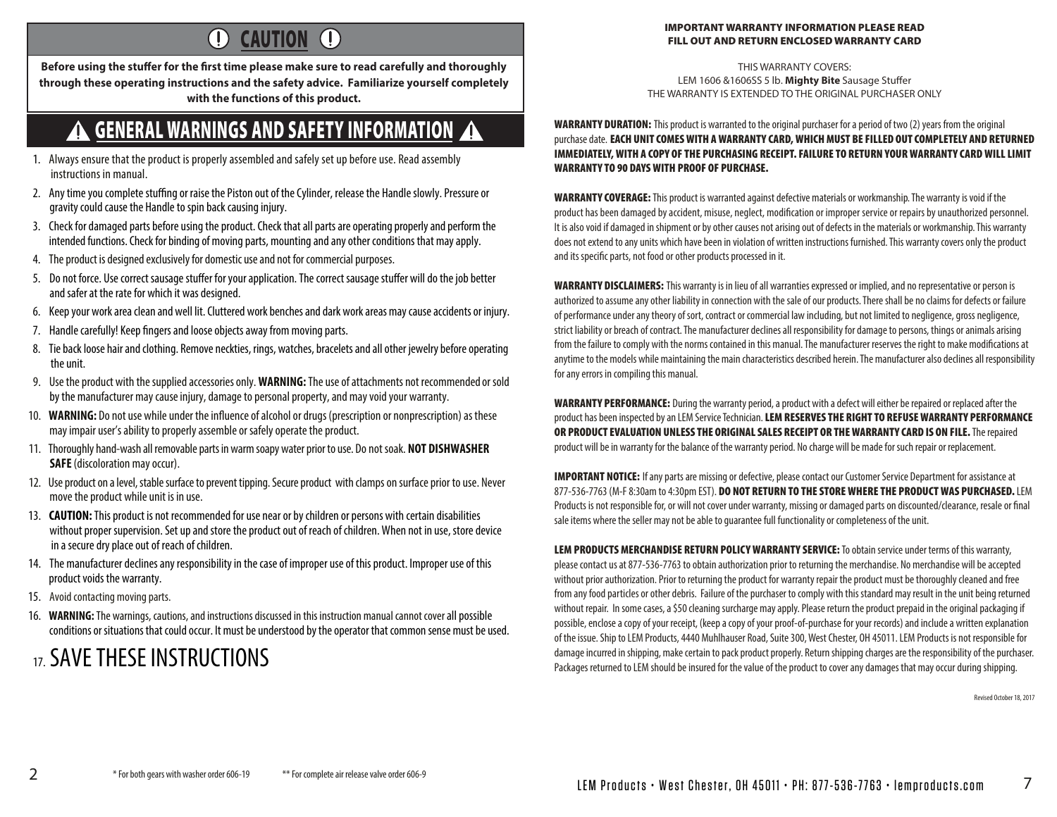# CAUTION

**Before using the stuffer for the first time please make sure to read carefully and thoroughly through these operating instructions and the safety advice. Familiarize yourself completely with the functions of this product.**

## GENERAL WARNINGS AND SAFETY INFORMATION

1. Always ensure that the product is properly assembled and safely set up before use. Read assembly instructions in manual.
2. Any time you complete stuffing or raise the Piston out of the Cylinder, release the Handle slowly. Pressure or gravity could cause the Handle to spin back causing injury.
3. Check for damaged parts before using the product. Check that all parts are operating properly and perform the intended functions. Check for binding of moving parts, mounting and any other conditions that may apply.
4. The product is designed exclusively for domestic use and not for commercial purposes.
5. Do not force. Use correct sausage stuffer for your application. The correct sausage stuffer will do the job better and safer at the rate for which it was designed.
6. Keep your work area clean and well lit. Cluttered work benches and dark work areas may cause accidents or injury.
7. Handle carefully! Keep fingers and loose objects away from moving parts.
8. Tie back loose hair and clothing. Remove neckties, rings, watches, bracelets and all other jewelry before operating the unit.
9. Use the product with the supplied accessories only. **WARNING:** The use of attachments not recommended or sold by the manufacturer may cause injury, damage to personal property, and may void your warranty.
10. **WARNING:** Do not use while under the influence of alcohol or drugs (prescription or nonprescription) as these may impair user's ability to properly assemble or safely operate the product.
11. Thoroughly hand-wash all removable parts in warm soapy water prior to use. Do not soak. **NOT DISHWASHER SAFE** (discoloration may occur).
12. Use product on a level, stable surface to prevent tipping. Secure product with clamps on surface prior to use. Never move the product while unit is in use.
13. **CAUTION:** This product is not recommended for use near or by children or persons with certain disabilities without proper supervision. Set up and store the product out of reach of children. When not in use, store device in a secure dry place out of reach of children.
14. The manufacturer declines any responsibility in the case of improper use of this product. Improper use of this product voids the warranty.
15. Avoid contacting moving parts.
16. **WARNING:** The warnings, cautions, and instructions discussed in this instruction manual cannot cover all possible conditions or situations that could occur. It must be understood by the operator that common sense must be used.
17. SAVE THESE INSTRUCTIONS

* For both gears with washer order 606-19 ** For complete air release valve order 606-9

**IMPORTANT WARRANTY INFORMATION PLEASE READ**
**FILL OUT AND RETURN ENCLOSED WARRANTY CARD**

THIS WARRANTY COVERS:
LEM 1606 &1606SS 5 lb. **Mighty Bite** Sausage Stuffer
THE WARRANTY IS EXTENDED TO THE ORIGINAL PURCHASER ONLY

**WARRANTY DURATION:** This product is warranted to the original purchaser for a period of two (2) years from the original purchase date. **EACH UNIT COMES WITH A WARRANTY CARD, WHICH MUST BE FILLED OUT COMPLETELY AND RETURNED IMMEDIATELY, WITH A COPY OF THE PURCHASING RECEIPT. FAILURE TO RETURN YOUR WARRANTY CARD WILL LIMIT WARRANTY TO 90 DAYS WITH PROOF OF PURCHASE.**

**WARRANTY COVERAGE:** This product is warranted against defective materials or workmanship. The warranty is void if the product has been damaged by accident, misuse, neglect, modification or improper service or repairs by unauthorized personnel. It is also void if damaged in shipment or by other causes not arising out of defects in the materials or workmanship. This warranty does not extend to any units which have been in violation of written instructions furnished. This warranty covers only the product and its specific parts, not food or other products processed in it.

**WARRANTY DISCLAIMERS:** This warranty is in lieu of all warranties expressed or implied, and no representative or person is authorized to assume any other liability in connection with the sale of our products. There shall be no claims for defects or failure of performance under any theory of sort, contract or commercial law including, but not limited to negligence, gross negligence, strict liability or breach of contract. The manufacturer declines all responsibility for damage to persons, things or animals arising from the failure to comply with the norms contained in this manual. The manufacturer reserves the right to make modifications at anytime to the models while maintaining the main characteristics described herein. The manufacturer also declines all responsibility for any errors in compiling this manual.

**WARRANTY PERFORMANCE:** During the warranty period, a product with a defect will either be repaired or replaced after the product has been inspected by an LEM Service Technician. **LEM RESERVES THE RIGHT TO REFUSE WARRANTY PERFORMANCE OR PRODUCT EVALUATION UNLESS THE ORIGINAL SALES RECEIPT OR THE WARRANTY CARD IS ON FILE.** The repaired product will be in warranty for the balance of the warranty period. No charge will be made for such repair or replacement.

**IMPORTANT NOTICE:** If any parts are missing or defective, please contact our Customer Service Department for assistance at 877-536-7763 (M-F 8:30am to 4:30pm EST). **DO NOT RETURN TO THE STORE WHERE THE PRODUCT WAS PURCHASED.** LEM Products is not responsible for, or will not cover under warranty, missing or damaged parts on discounted/clearance, resale or final sale items where the seller may not be able to guarantee full functionality or completeness of the unit.

**LEM PRODUCTS MERCHANDISE RETURN POLICY WARRANTY SERVICE:** To obtain service under terms of this warranty, please contact us at 877-536-7763 to obtain authorization prior to returning the merchandise. No merchandise will be accepted without prior authorization. Prior to returning the product for warranty repair the product must be thoroughly cleaned and free from any food particles or other debris. Failure of the purchaser to comply with this standard may result in the unit being returned without repair. In some cases, a $50 cleaning surcharge may apply. Please return the product prepaid in the original packaging if possible, enclose a copy of your receipt, (keep a copy of your proof-of-purchase for your records) and include a written explanation of the issue. Ship to LEM Products, 4440 Muhlhauser Road, Suite 300, West Chester, OH 45011. LEM Products is not responsible for damage incurred in shipping, make certain to pack product properly. Return shipping charges are the responsibility of the purchaser. Packages returned to LEM should be insured for the value of the product to cover any damages that may occur during shipping.

Revised October 18, 2017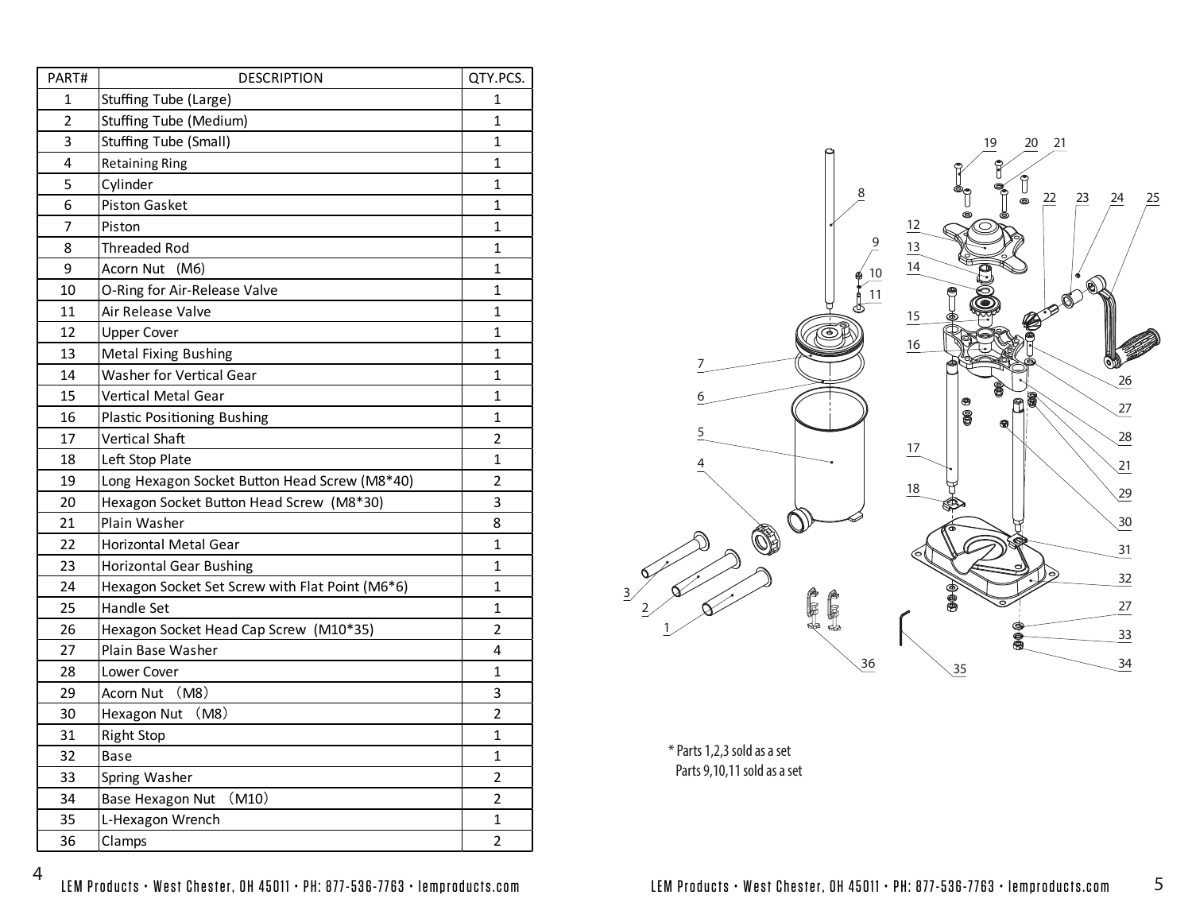| PART# | DESCRIPTION | QTY.PCS. |
|---|---|---|
| 1 | Stuffing Tube (Large) | 1 |
| 2 | Stuffing Tube (Medium) | 1 |
| 3 | Stuffing Tube (Small) | 1 |
| 4 | Retaining Ring | 1 |
| 5 | Cylinder | 1 |
| 6 | Piston Gasket | 1 |
| 7 | Piston | 1 |
| 8 | Threaded Rod | 1 |
| 9 | Acorn Nut (M6) | 1 |
| 10 | O-Ring for Air-Release Valve | 1 |
| 11 | Air Release Valve | 1 |
| 12 | Upper Cover | 1 |
| 13 | Metal Fixing Bushing | 1 |
| 14 | Washer for Vertical Gear | 1 |
| 15 | Vertical Metal Gear | 1 |
| 16 | Plastic Positioning Bushing | 1 |
| 17 | Vertical Shaft | 2 |
| 18 | Left Stop Plate | 1 |
| 19 | Long Hexagon Socket Button Head Screw (M8*40) | 2 |
| 20 | Hexagon Socket Button Head Screw (M8*30) | 3 |
| 21 | Plain Washer | 8 |
| 22 | Horizontal Metal Gear | 1 |
| 23 | Horizontal Gear Bushing | 1 |
| 24 | Hexagon Socket Set Screw with Flat Point (M6*6) | 1 |
| 25 | Handle Set | 1 |
| 26 | Hexagon Socket Head Cap Screw (M10*35) | 2 |
| 27 | Plain Base Washer | 4 |
| 28 | Lower Cover | 1 |
| 29 | Acorn Nut （M8） | 3 |
| 30 | Hexagon Nut （M8） | 2 |
| 31 | Right Stop | 1 |
| 32 | Base | 1 |
| 33 | Spring Washer | 2 |
| 34 | Base Hexagon Nut （M10） | 2 |
| 35 | L-Hexagon Wrench | 1 |
| 36 | Clamps | 2 |

\* Parts 1,2,3 sold as a set
Parts 9,10,11 sold as a set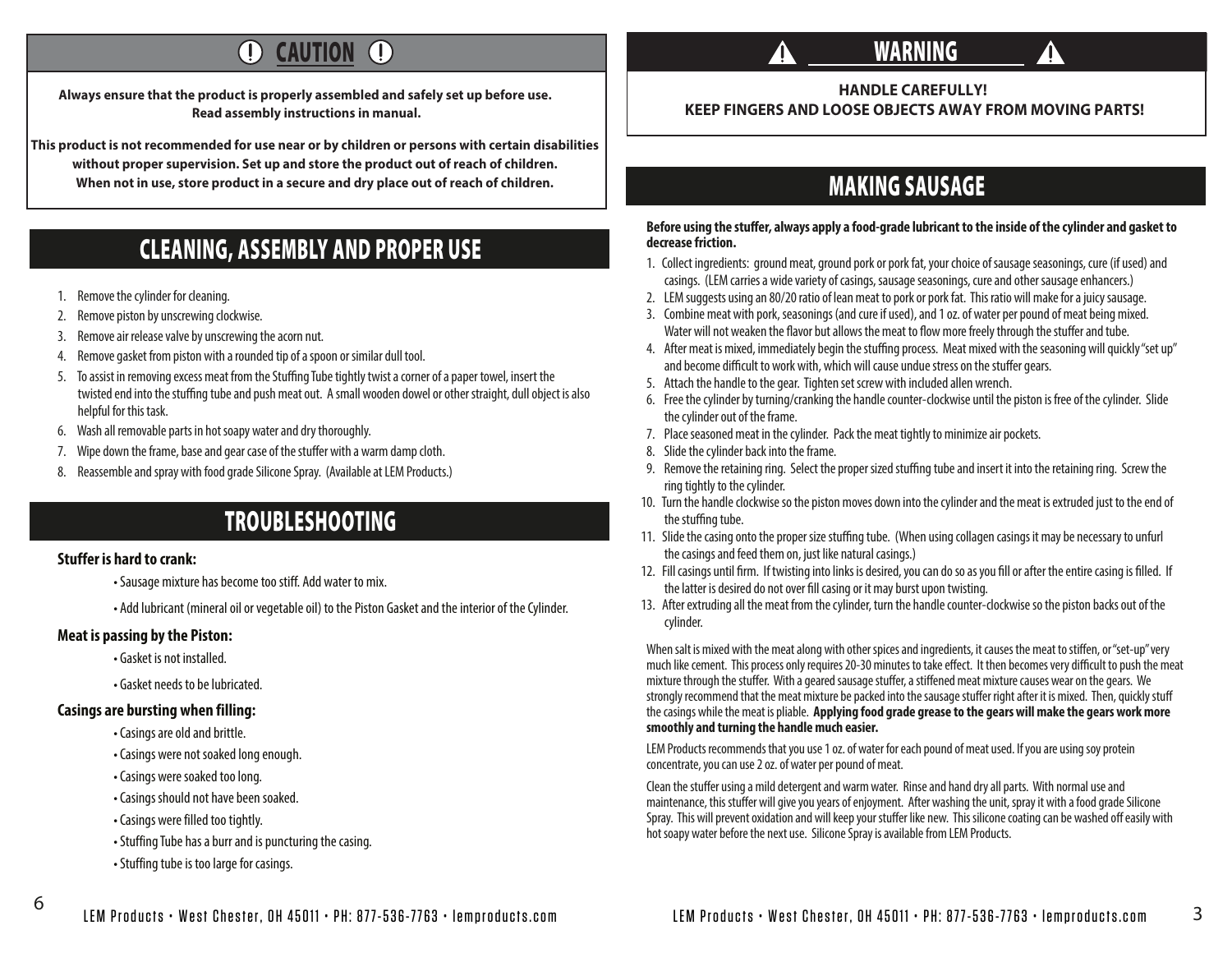## ⓘ CAUTION ⓘ

**Always ensure that the product is properly assembled and safely set up before use. Read assembly instructions in manual.**

**This product is not recommended for use near or by children or persons with certain disabilities without proper supervision. Set up and store the product out of reach of children. When not in use, store product in a secure and dry place out of reach of children.**

## CLEANING, ASSEMBLY AND PROPER USE

1. Remove the cylinder for cleaning.
2. Remove piston by unscrewing clockwise.
3. Remove air release valve by unscrewing the acorn nut.
4. Remove gasket from piston with a rounded tip of a spoon or similar dull tool.
5. To assist in removing excess meat from the Stuffing Tube tightly twist a corner of a paper towel, insert the twisted end into the stuffing tube and push meat out. A small wooden dowel or other straight, dull object is also helpful for this task.
6. Wash all removable parts in hot soapy water and dry thoroughly.
7. Wipe down the frame, base and gear case of the stuffer with a warm damp cloth.
8. Reassemble and spray with food grade Silicone Spray. (Available at LEM Products.)

## TROUBLESHOOTING

### Stuffer is hard to crank:

- Sausage mixture has become too stiff. Add water to mix.
- Add lubricant (mineral oil or vegetable oil) to the Piston Gasket and the interior of the Cylinder.

### Meat is passing by the Piston:

- Gasket is not installed.
- Gasket needs to be lubricated.

### Casings are bursting when filling:

- Casings are old and brittle.
- Casings were not soaked long enough.
- Casings were soaked too long.
- Casings should not have been soaked.
- Casings were filled too tightly.
- Stuffing Tube has a burr and is puncturing the casing.
- Stuffing tube is too large for casings.

## ⚠ WARNING ⚠

**HANDLE CAREFULLY!**
**KEEP FINGERS AND LOOSE OBJECTS AWAY FROM MOVING PARTS!**

## MAKING SAUSAGE

**Before using the stuffer, always apply a food-grade lubricant to the inside of the cylinder and gasket to decrease friction.**

1. Collect ingredients: ground meat, ground pork or pork fat, your choice of sausage seasonings, cure (if used) and casings. (LEM carries a wide variety of casings, sausage seasonings, cure and other sausage enhancers.)
2. LEM suggests using an 80/20 ratio of lean meat to pork or pork fat. This ratio will make for a juicy sausage.
3. Combine meat with pork, seasonings (and cure if used), and 1 oz. of water per pound of meat being mixed. Water will not weaken the flavor but allows the meat to flow more freely through the stuffer and tube.
4. After meat is mixed, immediately begin the stuffing process. Meat mixed with the seasoning will quickly "set up" and become difficult to work with, which will cause undue stress on the stuffer gears.
5. Attach the handle to the gear. Tighten set screw with included allen wrench.
6. Free the cylinder by turning/cranking the handle counter-clockwise until the piston is free of the cylinder. Slide the cylinder out of the frame.
7. Place seasoned meat in the cylinder. Pack the meat tightly to minimize air pockets.
8. Slide the cylinder back into the frame.
9. Remove the retaining ring. Select the proper sized stuffing tube and insert it into the retaining ring. Screw the ring tightly to the cylinder.
10. Turn the handle clockwise so the piston moves down into the cylinder and the meat is extruded just to the end of the stuffing tube.
11. Slide the casing onto the proper size stuffing tube. (When using collagen casings it may be necessary to unfurl the casings and feed them on, just like natural casings.)
12. Fill casings until firm. If twisting into links is desired, you can do so as you fill or after the entire casing is filled. If the latter is desired do not over fill casing or it may burst upon twisting.
13. After extruding all the meat from the cylinder, turn the handle counter-clockwise so the piston backs out of the cylinder.

When salt is mixed with the meat along with other spices and ingredients, it causes the meat to stiffen, or "set-up" very much like cement. This process only requires 20-30 minutes to take effect. It then becomes very difficult to push the meat mixture through the stuffer. With a geared sausage stuffer, a stiffened meat mixture causes wear on the gears. We strongly recommend that the meat mixture be packed into the sausage stuffer right after it is mixed. Then, quickly stuff the casings while the meat is pliable. **Applying food grade grease to the gears will make the gears work more smoothly and turning the handle much easier.**

LEM Products recommends that you use 1 oz. of water for each pound of meat used. If you are using soy protein concentrate, you can use 2 oz. of water per pound of meat.

Clean the stuffer using a mild detergent and warm water. Rinse and hand dry all parts. With normal use and maintenance, this stuffer will give you years of enjoyment. After washing the unit, spray it with a food grade Silicone Spray. This will prevent oxidation and will keep your stuffer like new. This silicone coating can be washed off easily with hot soapy water before the next use. Silicone Spray is available from LEM Products.